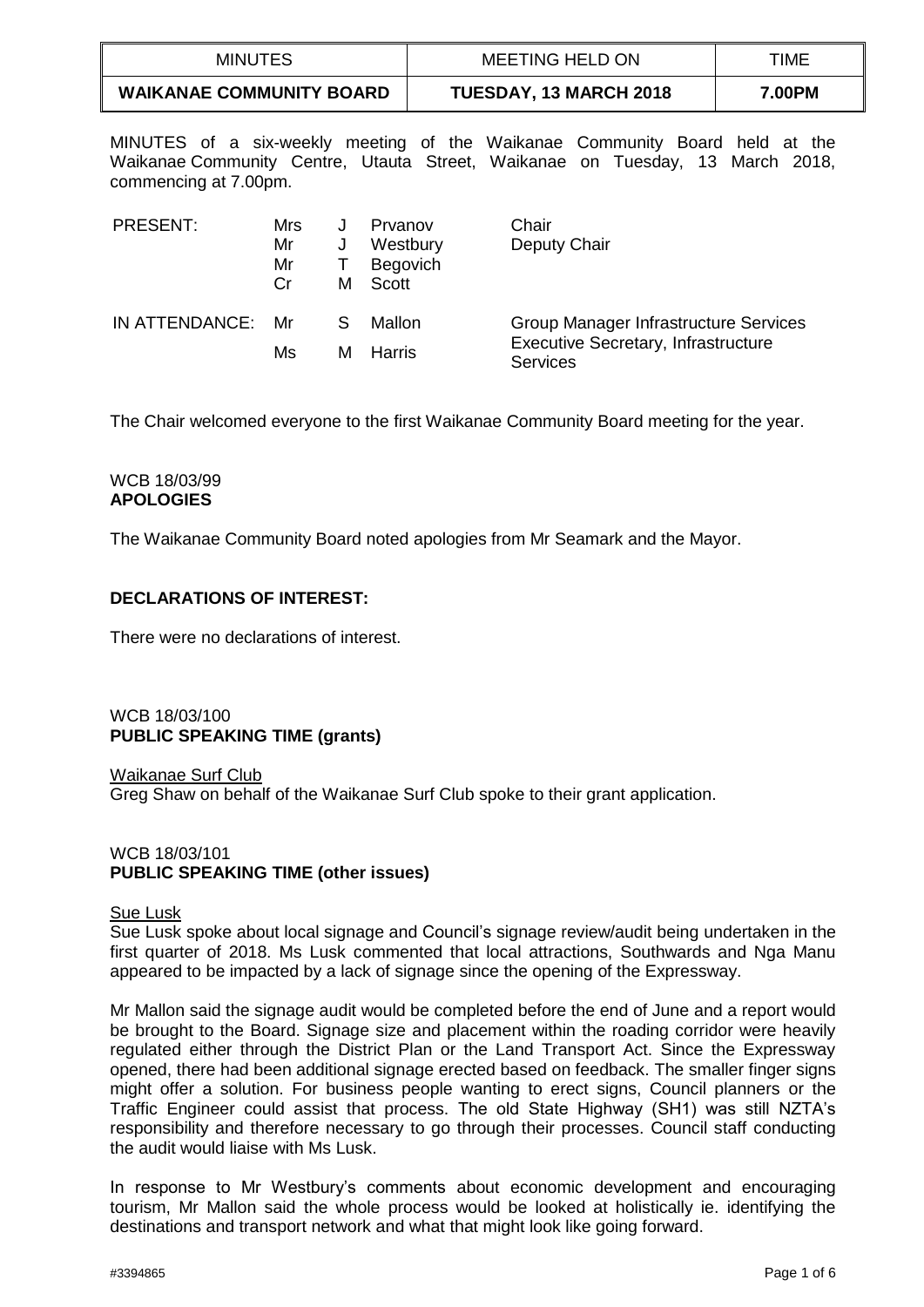| MINUTES | MEETING HELD ON | TIME |
|---|---|---|
| **WAIKANAE COMMUNITY BOARD** | **TUESDAY, 13 MARCH 2018** | **7.00PM** |

MINUTES of a six-weekly meeting of the Waikanae Community Board held at the Waikanae Community Centre, Utauta Street, Waikanae on Tuesday, 13 March 2018, commencing at 7.00pm.

| | | | | |
|---|---|---|---|---|
| PRESENT: | Mrs | J | Prvanov | Chair |
| | Mr | J | Westbury | Deputy Chair |
| | Mr | T | Begovich | |
| | Cr | M | Scott | |
| IN ATTENDANCE: | Mr | S | Mallon | Group Manager Infrastructure Services |
| | Ms | M | Harris | Executive Secretary, Infrastructure Services |

The Chair welcomed everyone to the first Waikanae Community Board meeting for the year.

WCB 18/03/99
**APOLOGIES**

The Waikanae Community Board noted apologies from Mr Seamark and the Mayor.

**DECLARATIONS OF INTEREST:**

There were no declarations of interest.

WCB 18/03/100
**PUBLIC SPEAKING TIME (grants)**

Waikanae Surf Club
Greg Shaw on behalf of the Waikanae Surf Club spoke to their grant application.

WCB 18/03/101
**PUBLIC SPEAKING TIME (other issues)**

Sue Lusk
Sue Lusk spoke about local signage and Council's signage review/audit being undertaken in the first quarter of 2018. Ms Lusk commented that local attractions, Southwards and Nga Manu appeared to be impacted by a lack of signage since the opening of the Expressway.

Mr Mallon said the signage audit would be completed before the end of June and a report would be brought to the Board. Signage size and placement within the roading corridor were heavily regulated either through the District Plan or the Land Transport Act. Since the Expressway opened, there had been additional signage erected based on feedback. The smaller finger signs might offer a solution. For business people wanting to erect signs, Council planners or the Traffic Engineer could assist that process. The old State Highway (SH1) was still NZTA's responsibility and therefore necessary to go through their processes. Council staff conducting the audit would liaise with Ms Lusk.

In response to Mr Westbury's comments about economic development and encouraging tourism, Mr Mallon said the whole process would be looked at holistically ie. identifying the destinations and transport network and what that might look like going forward.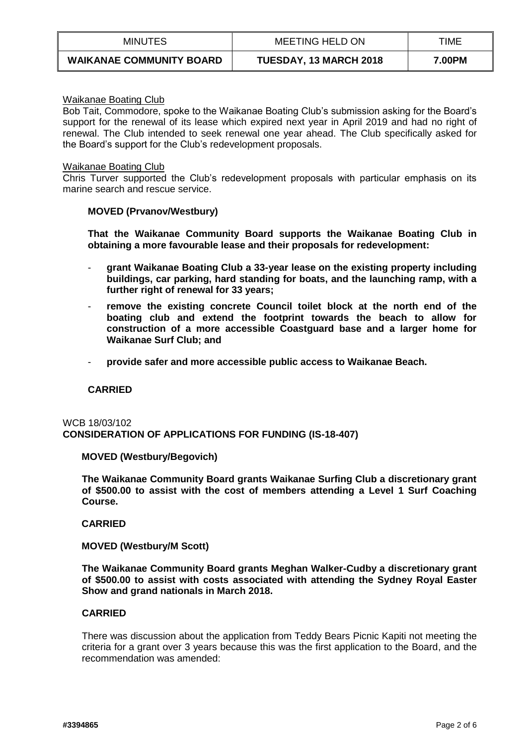Waikanae Boating Club

Bob Tait, Commodore, spoke to the Waikanae Boating Club's submission asking for the Board's support for the renewal of its lease which expired next year in April 2019 and had no right of renewal. The Club intended to seek renewal one year ahead. The Club specifically asked for the Board's support for the Club's redevelopment proposals.

Waikanae Boating Club

Chris Turver supported the Club's redevelopment proposals with particular emphasis on its marine search and rescue service.

**MOVED (Prvanov/Westbury)**

**That the Waikanae Community Board supports the Waikanae Boating Club in obtaining a more favourable lease and their proposals for redevelopment:**

- **grant Waikanae Boating Club a 33-year lease on the existing property including buildings, car parking, hard standing for boats, and the launching ramp, with a further right of renewal for 33 years;**
- **remove the existing concrete Council toilet block at the north end of the boating club and extend the footprint towards the beach to allow for construction of a more accessible Coastguard base and a larger home for Waikanae Surf Club; and**
- **provide safer and more accessible public access to Waikanae Beach.**

**CARRIED**

WCB 18/03/102

**CONSIDERATION OF APPLICATIONS FOR FUNDING (IS-18-407)**

**MOVED (Westbury/Begovich)**

**The Waikanae Community Board grants Waikanae Surfing Club a discretionary grant of $500.00 to assist with the cost of members attending a Level 1 Surf Coaching Course.**

**CARRIED**

**MOVED (Westbury/M Scott)**

**The Waikanae Community Board grants Meghan Walker-Cudby a discretionary grant of $500.00 to assist with costs associated with attending the Sydney Royal Easter Show and grand nationals in March 2018.**

**CARRIED**

There was discussion about the application from Teddy Bears Picnic Kapiti not meeting the criteria for a grant over 3 years because this was the first application to the Board, and the recommendation was amended: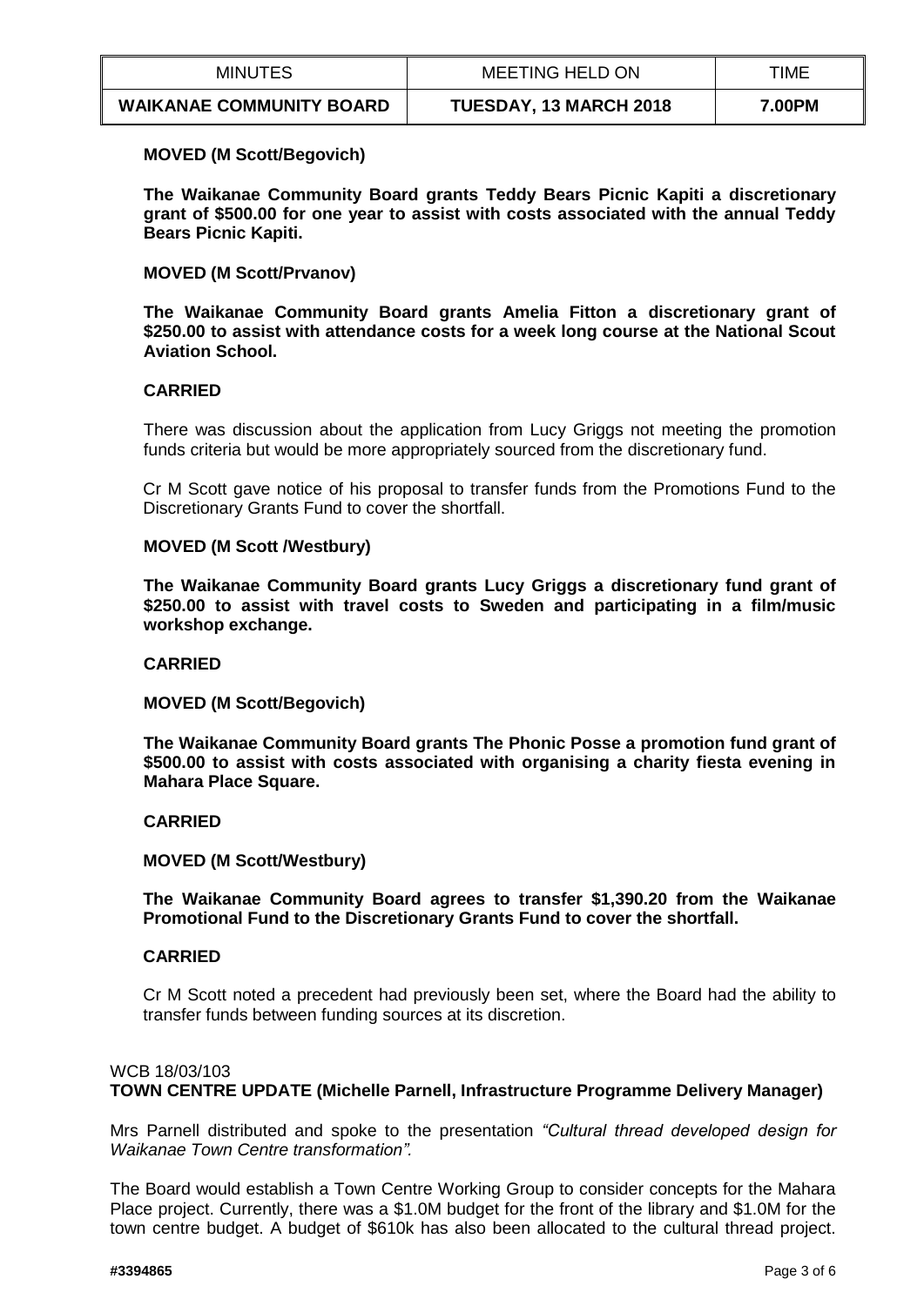**MOVED (M Scott/Begovich)**

**The Waikanae Community Board grants Teddy Bears Picnic Kapiti a discretionary grant of $500.00 for one year to assist with costs associated with the annual Teddy Bears Picnic Kapiti.**

**MOVED (M Scott/Prvanov)**

**The Waikanae Community Board grants Amelia Fitton a discretionary grant of $250.00 to assist with attendance costs for a week long course at the National Scout Aviation School.**

**CARRIED**

There was discussion about the application from Lucy Griggs not meeting the promotion funds criteria but would be more appropriately sourced from the discretionary fund.

Cr M Scott gave notice of his proposal to transfer funds from the Promotions Fund to the Discretionary Grants Fund to cover the shortfall.

**MOVED (M Scott /Westbury)**

**The Waikanae Community Board grants Lucy Griggs a discretionary fund grant of $250.00 to assist with travel costs to Sweden and participating in a film/music workshop exchange.**

**CARRIED**

**MOVED (M Scott/Begovich)**

**The Waikanae Community Board grants The Phonic Posse a promotion fund grant of $500.00 to assist with costs associated with organising a charity fiesta evening in Mahara Place Square.**

**CARRIED**

**MOVED (M Scott/Westbury)**

**The Waikanae Community Board agrees to transfer $1,390.20 from the Waikanae Promotional Fund to the Discretionary Grants Fund to cover the shortfall.**

**CARRIED**

Cr M Scott noted a precedent had previously been set, where the Board had the ability to transfer funds between funding sources at its discretion.

WCB 18/03/103
**TOWN CENTRE UPDATE (Michelle Parnell, Infrastructure Programme Delivery Manager)**

Mrs Parnell distributed and spoke to the presentation *"Cultural thread developed design for Waikanae Town Centre transformation".*

The Board would establish a Town Centre Working Group to consider concepts for the Mahara Place project. Currently, there was a $1.0M budget for the front of the library and $1.0M for the town centre budget. A budget of $610k has also been allocated to the cultural thread project.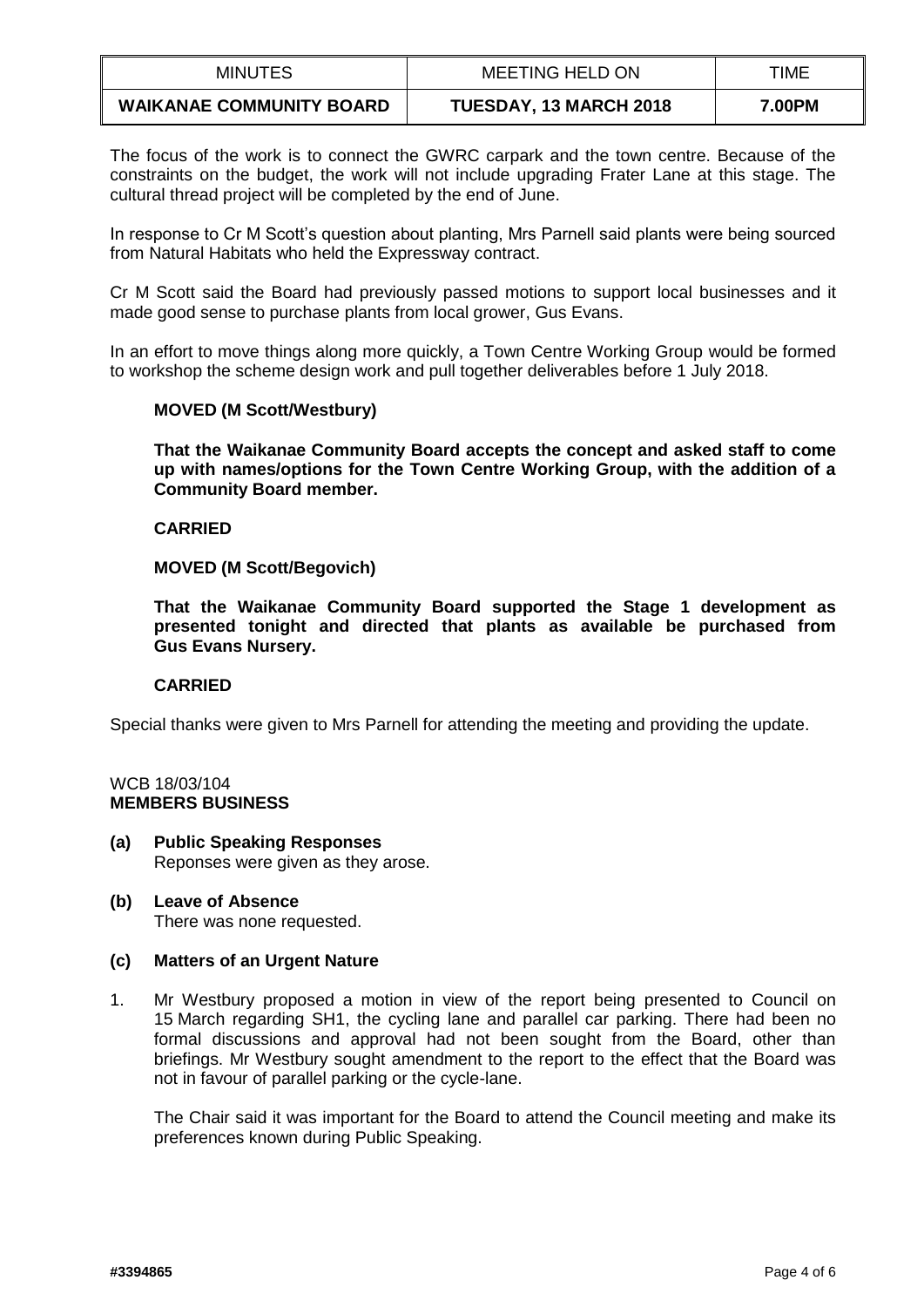The focus of the work is to connect the GWRC carpark and the town centre. Because of the constraints on the budget, the work will not include upgrading Frater Lane at this stage. The cultural thread project will be completed by the end of June.

In response to Cr M Scott's question about planting, Mrs Parnell said plants were being sourced from Natural Habitats who held the Expressway contract.

Cr M Scott said the Board had previously passed motions to support local businesses and it made good sense to purchase plants from local grower, Gus Evans.

In an effort to move things along more quickly, a Town Centre Working Group would be formed to workshop the scheme design work and pull together deliverables before 1 July 2018.

**MOVED (M Scott/Westbury)**

**That the Waikanae Community Board accepts the concept and asked staff to come up with names/options for the Town Centre Working Group, with the addition of a Community Board member.**

**CARRIED**

**MOVED (M Scott/Begovich)**

**That the Waikanae Community Board supported the Stage 1 development as presented tonight and directed that plants as available be purchased from Gus Evans Nursery.**

**CARRIED**

Special thanks were given to Mrs Parnell for attending the meeting and providing the update.

WCB 18/03/104
**MEMBERS BUSINESS**

**(a) Public Speaking Responses**
Reponses were given as they arose.

**(b) Leave of Absence**
There was none requested.

**(c) Matters of an Urgent Nature**

1. Mr Westbury proposed a motion in view of the report being presented to Council on 15 March regarding SH1, the cycling lane and parallel car parking. There had been no formal discussions and approval had not been sought from the Board, other than briefings. Mr Westbury sought amendment to the report to the effect that the Board was not in favour of parallel parking or the cycle-lane.

   The Chair said it was important for the Board to attend the Council meeting and make its preferences known during Public Speaking.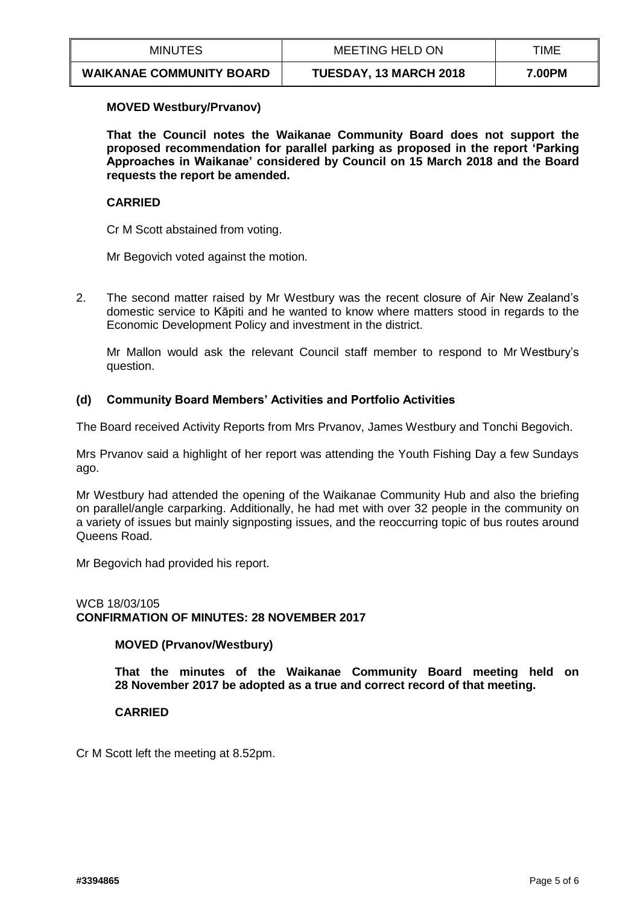**MOVED Westbury/Prvanov)**

**That the Council notes the Waikanae Community Board does not support the proposed recommendation for parallel parking as proposed in the report 'Parking Approaches in Waikanae' considered by Council on 15 March 2018 and the Board requests the report be amended.**

**CARRIED**

Cr M Scott abstained from voting.

Mr Begovich voted against the motion.

2. The second matter raised by Mr Westbury was the recent closure of Air New Zealand's domestic service to Kāpiti and he wanted to know where matters stood in regards to the Economic Development Policy and investment in the district.

   Mr Mallon would ask the relevant Council staff member to respond to Mr Westbury's question.

### (d) Community Board Members' Activities and Portfolio Activities

The Board received Activity Reports from Mrs Prvanov, James Westbury and Tonchi Begovich.

Mrs Prvanov said a highlight of her report was attending the Youth Fishing Day a few Sundays ago.

Mr Westbury had attended the opening of the Waikanae Community Hub and also the briefing on parallel/angle carparking. Additionally, he had met with over 32 people in the community on a variety of issues but mainly signposting issues, and the reoccurring topic of bus routes around Queens Road.

Mr Begovich had provided his report.

WCB 18/03/105
**CONFIRMATION OF MINUTES: 28 NOVEMBER 2017**

**MOVED (Prvanov/Westbury)**

**That the minutes of the Waikanae Community Board meeting held on 28 November 2017 be adopted as a true and correct record of that meeting.**

**CARRIED**

Cr M Scott left the meeting at 8.52pm.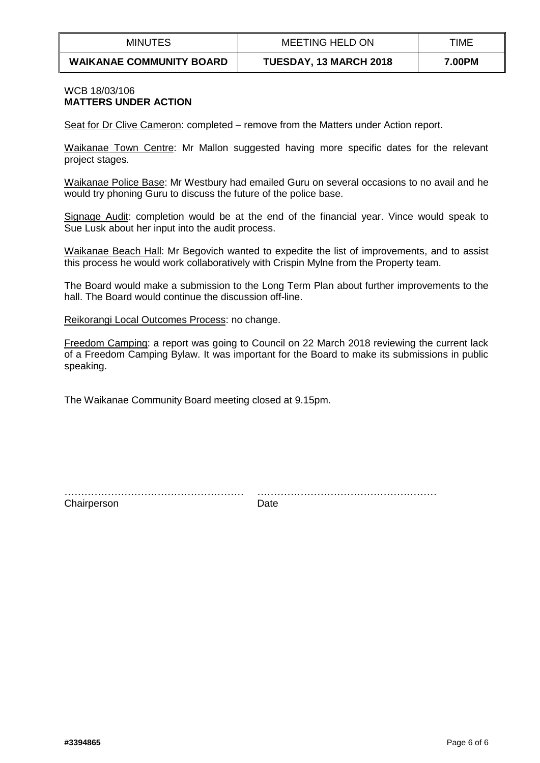WCB 18/03/106
**MATTERS UNDER ACTION**

Seat for Dr Clive Cameron: completed – remove from the Matters under Action report.

Waikanae Town Centre: Mr Mallon suggested having more specific dates for the relevant project stages.

Waikanae Police Base: Mr Westbury had emailed Guru on several occasions to no avail and he would try phoning Guru to discuss the future of the police base.

Signage Audit: completion would be at the end of the financial year. Vince would speak to Sue Lusk about her input into the audit process.

Waikanae Beach Hall: Mr Begovich wanted to expedite the list of improvements, and to assist this process he would work collaboratively with Crispin Mylne from the Property team.

The Board would make a submission to the Long Term Plan about further improvements to the hall. The Board would continue the discussion off-line.

Reikorangi Local Outcomes Process: no change.

Freedom Camping: a report was going to Council on 22 March 2018 reviewing the current lack of a Freedom Camping Bylaw. It was important for the Board to make its submissions in public speaking.

The Waikanae Community Board meeting closed at 9.15pm.

……………………………………………… ………………………………………………
Chairperson Date

#3394865